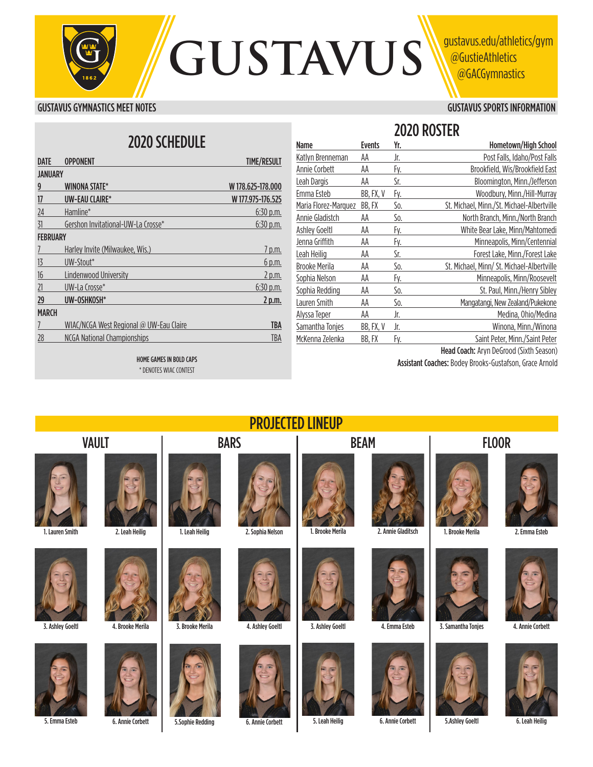# GUSTAVUS

gustavus.edu/athletics/gym
@GustieAthletics
@GACGymnastics

GUSTAVUS GYMNASTICS MEET NOTES

GUSTAVUS SPORTS INFORMATION

## 2020 SCHEDULE

| DATE | OPPONENT | TIME/RESULT |
|---|---|---|
| **JANUARY** | | |
| **9** | **WINONA STATE*** | **W 178.625-178.000** |
| **17** | **UW-EAU CLAIRE*** | **W 177.975-176.525** |
| 24 | Hamline* | 6:30 p.m. |
| 31 | Gershon Invitational-UW-La Crosse* | 6:30 p.m. |
| **FEBRUARY** | | |
| 7 | Harley Invite (Milwaukee, Wis.) | 7 p.m. |
| 13 | UW-Stout* | 6 p.m. |
| 16 | Lindenwood University | 2 p.m. |
| 21 | UW-La Crosse* | 6:30 p.m. |
| **29** | **UW-OSHKOSH*** | **2 p.m.** |
| **MARCH** | | |
| 7 | WIAC/NCGA West Regional @ UW-Eau Claire | TBA |
| 28 | NCGA National Championships | TBA |

HOME GAMES IN BOLD CAPS
* DENOTES WIAC CONTEST

## 2020 ROSTER

| Name | Events | Yr. | Hometown/High School |
|---|---|---|---|
| Katlyn Brenneman | AA | Jr. | Post Falls, Idaho/Post Falls |
| Annie Corbett | AA | Fy. | Brookfield, Wis/Brookfield East |
| Leah Dargis | AA | Sr. | Bloomington, Minn./Jefferson |
| Emma Esteb | BB, FX, V | Fy. | Woodbury, Minn./Hill-Murray |
| Maria Florez-Marquez | BB, FX | So. | St. Michael, Minn./St. Michael-Albertville |
| Annie Gladistch | AA | So. | North Branch, Minn./North Branch |
| Ashley Goetl | AA | Fy. | White Bear Lake, Minn/Mahtomedi |
| Jenna Griffith | AA | Fy. | Minneapolis, Minn/Centennial |
| Leah Heilig | AA | Sr. | Forest Lake, Minn./Forest Lake |
| Brooke Merila | AA | So. | St. Michael, Minn/ St. Michael-Albertville |
| Sophia Nelson | AA | Fy. | Minneapolis, Minn/Roosevelt |
| Sophia Redding | AA | So. | St. Paul, Minn./Henry Sibley |
| Lauren Smith | AA | So. | Mangatangi, New Zealand/Pukekone |
| Alyssa Teper | AA | Jr. | Medina, Ohio/Medina |
| Samantha Tonjes | BB, FX, V | Jr. | Winona, Minn./Winona |
| McKenna Zelenka | BB, FX | Fy. | Saint Peter, Minn./Saint Peter |

**Head Coach:** Aryn DeGrood (Sixth Season)
**Assistant Coaches:** Bodey Brooks-Gustafson, Grace Arnold

## PROJECTED LINEUP

### VAULT
1. Lauren Smith
2. Leah Heilig
3. Ashley Goetl
4. Brooke Merila
5. Emma Esteb
6. Annie Corbett

### BARS
1. Leah Heilig
2. Sophia Nelson
3. Brooke Merila
4. Ashley Goetl
5. Sophie Redding
6. Annie Corbett

### BEAM
1. Brooke Merila
2. Annie Gladitsch
3. Ashley Goetl
4. Emma Esteb
5. Leah Heilig
6. Annie Corbett

### FLOOR
1. Brooke Merila
2. Emma Esteb
3. Samantha Tonjes
4. Annie Corbett
5. Ashley Goetl
6. Leah Heilig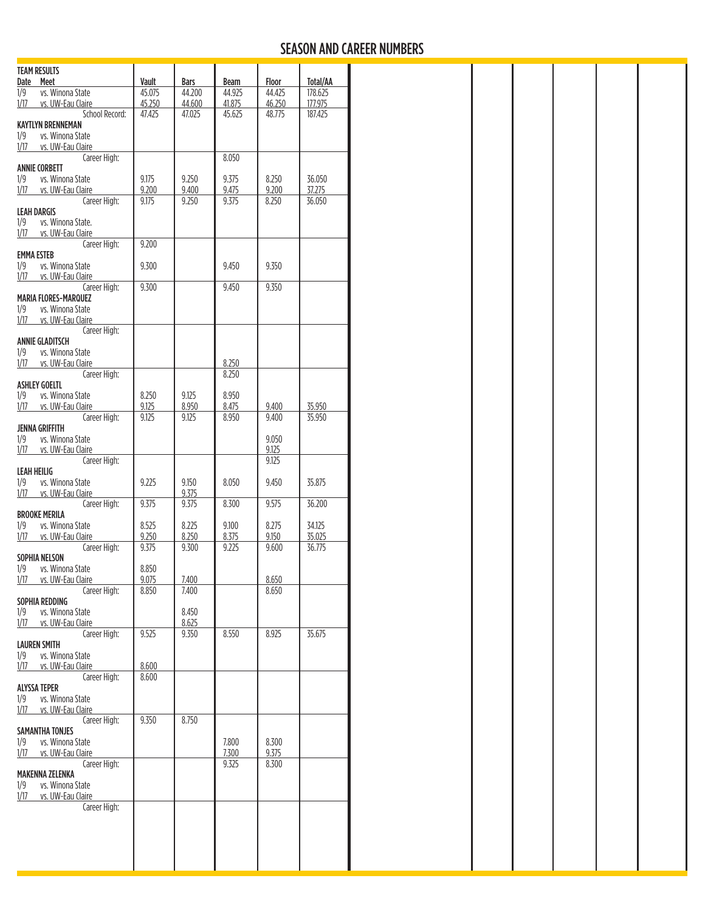# SEASON AND CAREER NUMBERS

| Date | Meet | Vault | Bars | Beam | Floor | Total/AA |
|---|---|---|---|---|---|---|
| **TEAM RESULTS** | | | | | | |
| 1/9 | vs. Winona State | 45.075 | 44.200 | 44.925 | 44.425 | 178.625 |
| 1/17 | vs. UW-Eau Claire | 45.250 | 44.600 | 41.875 | 46.250 | 177.975 |
| | School Record: | 47.425 | 47.025 | 45.625 | 48.775 | 187.425 |
| **KAYTLYN BRENNEMAN** | | | | | | |
| 1/9 | vs. Winona State | | | | | |
| 1/17 | vs. UW-Eau Claire | | | | | |
| | Career High: | | | 8.050 | | |
| **ANNIE CORBETT** | | | | | | |
| 1/9 | vs. Winona State | 9.175 | 9.250 | 9.375 | 8.250 | 36.050 |
| 1/17 | vs. UW-Eau Claire | 9.200 | 9.400 | 9.475 | 9.200 | 37.275 |
| | Career High: | 9.175 | 9.250 | 9.375 | 8.250 | 36.050 |
| **LEAH DARGIS** | | | | | | |
| 1/9 | vs. Winona State. | | | | | |
| 1/17 | vs. UW-Eau Claire | | | | | |
| | Career High: | 9.200 | | | | |
| **EMMA ESTEB** | | | | | | |
| 1/9 | vs. Winona State | 9.300 | | 9.450 | 9.350 | |
| 1/17 | vs. UW-Eau Claire | | | | | |
| | Career High: | 9.300 | | 9.450 | 9.350 | |
| **MARIA FLORES-MARQUEZ** | | | | | | |
| 1/9 | vs. Winona State | | | | | |
| 1/17 | vs. UW-Eau Claire | | | | | |
| | Career High: | | | | | |
| **ANNIE GLADITSCH** | | | | | | |
| 1/9 | vs. Winona State | | | | | |
| 1/17 | vs. UW-Eau Claire | | | 8.250 | | |
| | Career High: | | | 8.250 | | |
| **ASHLEY GOELTL** | | | | | | |
| 1/9 | vs. Winona State | 8.250 | 9.125 | 8.950 | | |
| 1/17 | vs. UW-Eau Claire | 9.125 | 8.950 | 8.475 | 9.400 | 35.950 |
| | Career High: | 9.125 | 9.125 | 8.950 | 9.400 | 35.950 |
| **JENNA GRIFFITH** | | | | | | |
| 1/9 | vs. Winona State | | | | 9.050 | |
| 1/17 | vs. UW-Eau Claire | | | | 9.125 | |
| | Career High: | | | | 9.125 | |
| **LEAH HEILIG** | | | | | | |
| 1/9 | vs. Winona State | 9.225 | 9.150 | 8.050 | 9.450 | 35.875 |
| 1/17 | vs. UW-Eau Claire | | 9.375 | | | |
| | Career High: | 9.375 | 9.375 | 8.300 | 9.575 | 36.200 |
| **BROOKE MERILA** | | | | | | |
| 1/9 | vs. Winona State | 8.525 | 8.225 | 9.100 | 8.275 | 34.125 |
| 1/17 | vs. UW-Eau Claire | 9.250 | 8.250 | 8.375 | 9.150 | 35.025 |
| | Career High: | 9.375 | 9.300 | 9.225 | 9.600 | 36.775 |
| **SOPHIA NELSON** | | | | | | |
| 1/9 | vs. Winona State | 8.850 | | | | |
| 1/17 | vs. UW-Eau Claire | 9.075 | 7.400 | | 8.650 | |
| | Career High: | 8.850 | 7.400 | | 8.650 | |
| **SOPHIA REDDING** | | | | | | |
| 1/9 | vs. Winona State | | 8.450 | | | |
| 1/17 | vs. UW-Eau Claire | | 8.625 | | | |
| | Career High: | 9.525 | 9.350 | 8.550 | 8.925 | 35.675 |
| **LAUREN SMITH** | | | | | | |
| 1/9 | vs. Winona State | | | | | |
| 1/17 | vs. UW-Eau Claire | 8.600 | | | | |
| | Career High: | 8.600 | | | | |
| **ALYSSA TEPER** | | | | | | |
| 1/9 | vs. Winona State | | | | | |
| 1/17 | vs. UW-Eau Claire | | | | | |
| | Career High: | 9.350 | 8.750 | | | |
| **SAMANTHA TONJES** | | | | | | |
| 1/9 | vs. Winona State | | | 7.800 | 8.300 | |
| 1/17 | vs. UW-Eau Claire | | | 7.300 | 9.375 | |
| | Career High: | | | 9.325 | 8.300 | |
| **MAKENNA ZELENKA** | | | | | | |
| 1/9 | vs. Winona State | | | | | |
| 1/17 | vs. UW-Eau Claire | | | | | |
| | Career High: | | | | | |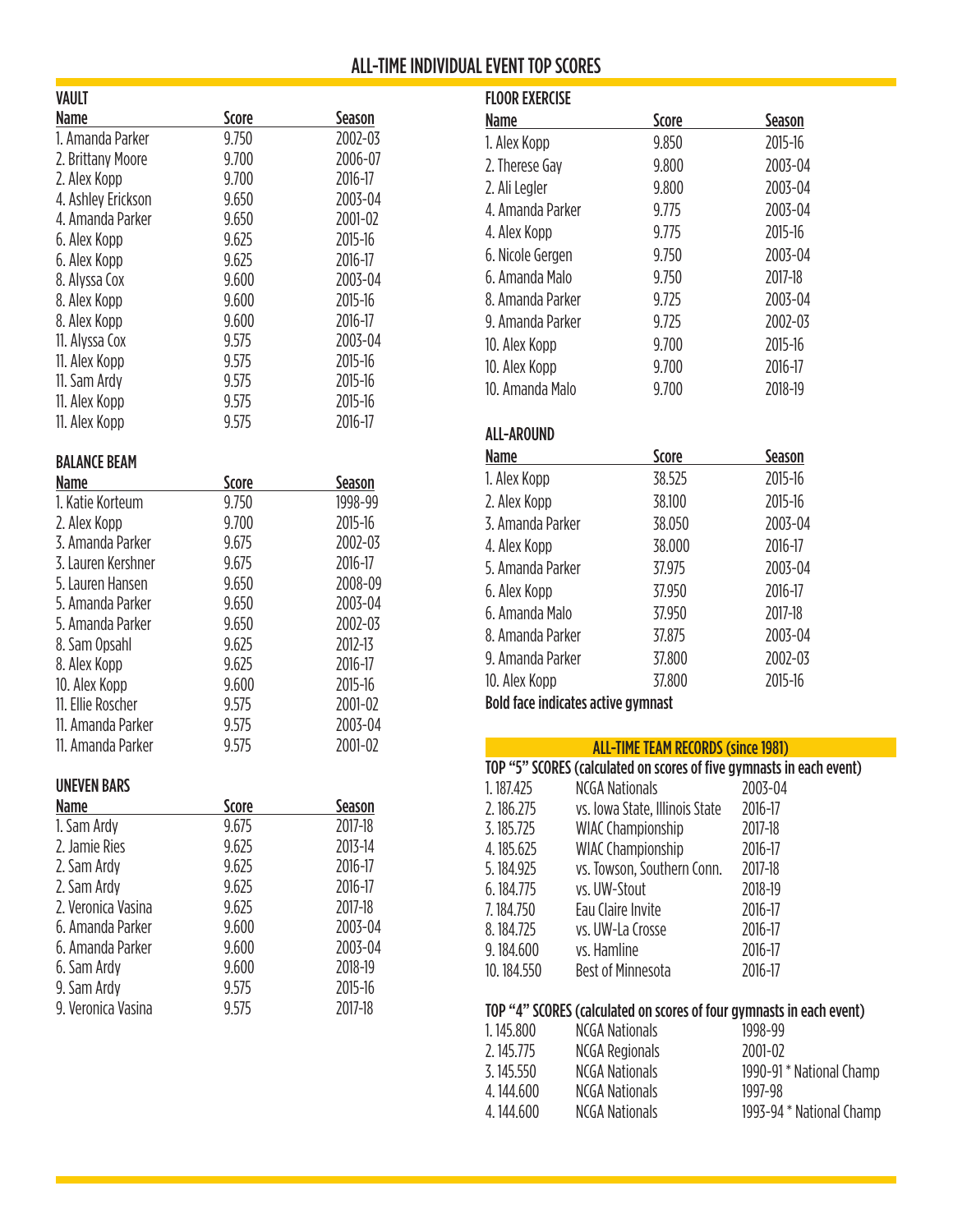# ALL-TIME INDIVIDUAL EVENT TOP SCORES

### VAULT

| Name | Score | Season |
|---|---|---|
| 1. Amanda Parker | 9.750 | 2002-03 |
| 2. Brittany Moore | 9.700 | 2006-07 |
| 2. Alex Kopp | 9.700 | 2016-17 |
| 4. Ashley Erickson | 9.650 | 2003-04 |
| 4. Amanda Parker | 9.650 | 2001-02 |
| 6. Alex Kopp | 9.625 | 2015-16 |
| 6. Alex Kopp | 9.625 | 2016-17 |
| 8. Alyssa Cox | 9.600 | 2003-04 |
| 8. Alex Kopp | 9.600 | 2015-16 |
| 8. Alex Kopp | 9.600 | 2016-17 |
| 11. Alyssa Cox | 9.575 | 2003-04 |
| 11. Alex Kopp | 9.575 | 2015-16 |
| 11. Sam Ardy | 9.575 | 2015-16 |
| 11. Alex Kopp | 9.575 | 2015-16 |
| 11. Alex Kopp | 9.575 | 2016-17 |

### BALANCE BEAM

| Name | Score | Season |
|---|---|---|
| 1. Katie Korteum | 9.750 | 1998-99 |
| 2. Alex Kopp | 9.700 | 2015-16 |
| 3. Amanda Parker | 9.675 | 2002-03 |
| 3. Lauren Kershner | 9.675 | 2016-17 |
| 5. Lauren Hansen | 9.650 | 2008-09 |
| 5. Amanda Parker | 9.650 | 2003-04 |
| 5. Amanda Parker | 9.650 | 2002-03 |
| 8. Sam Opsahl | 9.625 | 2012-13 |
| 8. Alex Kopp | 9.625 | 2016-17 |
| 10. Alex Kopp | 9.600 | 2015-16 |
| 11. Ellie Roscher | 9.575 | 2001-02 |
| 11. Amanda Parker | 9.575 | 2003-04 |
| 11. Amanda Parker | 9.575 | 2001-02 |

### UNEVEN BARS

| Name | Score | Season |
|---|---|---|
| 1. Sam Ardy | 9.675 | 2017-18 |
| 2. Jamie Ries | 9.625 | 2013-14 |
| 2. Sam Ardy | 9.625 | 2016-17 |
| 2. Sam Ardy | 9.625 | 2016-17 |
| 2. Veronica Vasina | 9.625 | 2017-18 |
| 6. Amanda Parker | 9.600 | 2003-04 |
| 6. Amanda Parker | 9.600 | 2003-04 |
| 6. Sam Ardy | 9.600 | 2018-19 |
| 9. Sam Ardy | 9.575 | 2015-16 |
| 9. Veronica Vasina | 9.575 | 2017-18 |

### FLOOR EXERCISE

| Name | Score | Season |
|---|---|---|
| 1. Alex Kopp | 9.850 | 2015-16 |
| 2. Therese Gay | 9.800 | 2003-04 |
| 2. Ali Legler | 9.800 | 2003-04 |
| 4. Amanda Parker | 9.775 | 2003-04 |
| 4. Alex Kopp | 9.775 | 2015-16 |
| 6. Nicole Gergen | 9.750 | 2003-04 |
| 6. Amanda Malo | 9.750 | 2017-18 |
| 8. Amanda Parker | 9.725 | 2003-04 |
| 9. Amanda Parker | 9.725 | 2002-03 |
| 10. Alex Kopp | 9.700 | 2015-16 |
| 10. Alex Kopp | 9.700 | 2016-17 |
| 10. Amanda Malo | 9.700 | 2018-19 |

### ALL-AROUND

| Name | Score | Season |
|---|---|---|
| 1. Alex Kopp | 38.525 | 2015-16 |
| 2. Alex Kopp | 38.100 | 2015-16 |
| 3. Amanda Parker | 38.050 | 2003-04 |
| 4. Alex Kopp | 38.000 | 2016-17 |
| 5. Amanda Parker | 37.975 | 2003-04 |
| 6. Alex Kopp | 37.950 | 2016-17 |
| 6. Amanda Malo | 37.950 | 2017-18 |
| 8. Amanda Parker | 37.875 | 2003-04 |
| 9. Amanda Parker | 37.800 | 2002-03 |
| 10. Alex Kopp | 37.800 | 2015-16 |

**Bold face indicates active gymnast**

## ALL-TIME TEAM RECORDS (since 1981)

### TOP "5" SCORES (calculated on scores of five gymnasts in each event)

| | | |
|---|---|---|
| 1. 187.425 | NCGA Nationals | 2003-04 |
| 2. 186.275 | vs. Iowa State, Illinois State | 2016-17 |
| 3. 185.725 | WIAC Championship | 2017-18 |
| 4. 185.625 | WIAC Championship | 2016-17 |
| 5. 184.925 | vs. Towson, Southern Conn. | 2017-18 |
| 6. 184.775 | vs. UW-Stout | 2018-19 |
| 7. 184.750 | Eau Claire Invite | 2016-17 |
| 8. 184.725 | vs. UW-La Crosse | 2016-17 |
| 9. 184.600 | vs. Hamline | 2016-17 |
| 10. 184.550 | Best of Minnesota | 2016-17 |

### TOP "4" SCORES (calculated on scores of four gymnasts in each event)

| | | |
|---|---|---|
| 1. 145.800 | NCGA Nationals | 1998-99 |
| 2. 145.775 | NCGA Regionals | 2001-02 |
| 3. 145.550 | NCGA Nationals | 1990-91 * National Champ |
| 4. 144.600 | NCGA Nationals | 1997-98 |
| 4. 144.600 | NCGA Nationals | 1993-94 * National Champ |